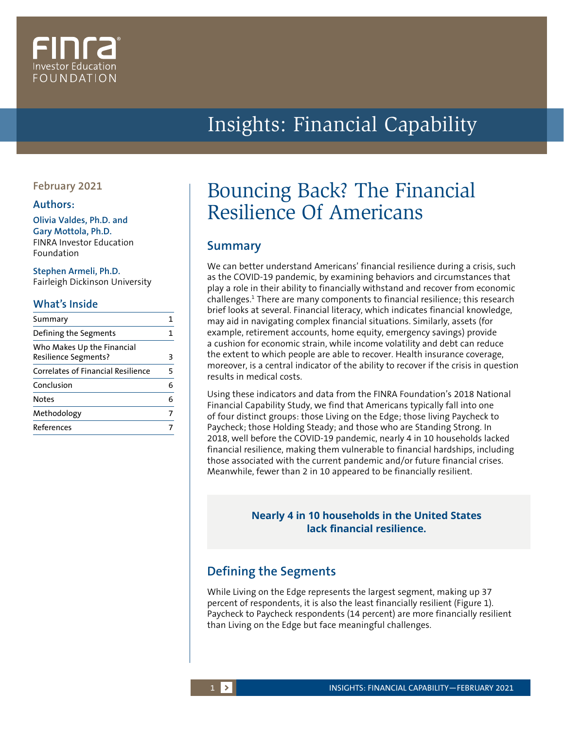FINRA Investor Education FOUNDATION

# Insights: Financial Capability

February 2021

**Authors:**

**Olivia Valdes, Ph.D. and Gary Mottola, Ph.D.**
FINRA Investor Education Foundation

**Stephen Armeli, Ph.D.**
Fairleigh Dickinson University

**What's Inside**

| | |
|---|---|
| Summary | 1 |
| Defining the Segments | 1 |
| Who Makes Up the Financial Resilience Segments? | 3 |
| Correlates of Financial Resilience | 5 |
| Conclusion | 6 |
| Notes | 6 |
| Methodology | 7 |
| References | 7 |

# Bouncing Back? The Financial Resilience Of Americans

## Summary

We can better understand Americans' financial resilience during a crisis, such as the COVID-19 pandemic, by examining behaviors and circumstances that play a role in their ability to financially withstand and recover from economic challenges.[1] There are many components to financial resilience; this research brief looks at several. Financial literacy, which indicates financial knowledge, may aid in navigating complex financial situations. Similarly, assets (for example, retirement accounts, home equity, emergency savings) provide a cushion for economic strain, while income volatility and debt can reduce the extent to which people are able to recover. Health insurance coverage, moreover, is a central indicator of the ability to recover if the crisis in question results in medical costs.

Using these indicators and data from the FINRA Foundation's 2018 National Financial Capability Study, we find that Americans typically fall into one of four distinct groups: those Living on the Edge; those living Paycheck to Paycheck; those Holding Steady; and those who are Standing Strong. In 2018, well before the COVID-19 pandemic, nearly 4 in 10 households lacked financial resilience, making them vulnerable to financial hardships, including those associated with the current pandemic and/or future financial crises. Meanwhile, fewer than 2 in 10 appeared to be financially resilient.

**Nearly 4 in 10 households in the United States lack financial resilience.**

## Defining the Segments

While Living on the Edge represents the largest segment, making up 37 percent of respondents, it is also the least financially resilient (Figure 1). Paycheck to Paycheck respondents (14 percent) are more financially resilient than Living on the Edge but face meaningful challenges.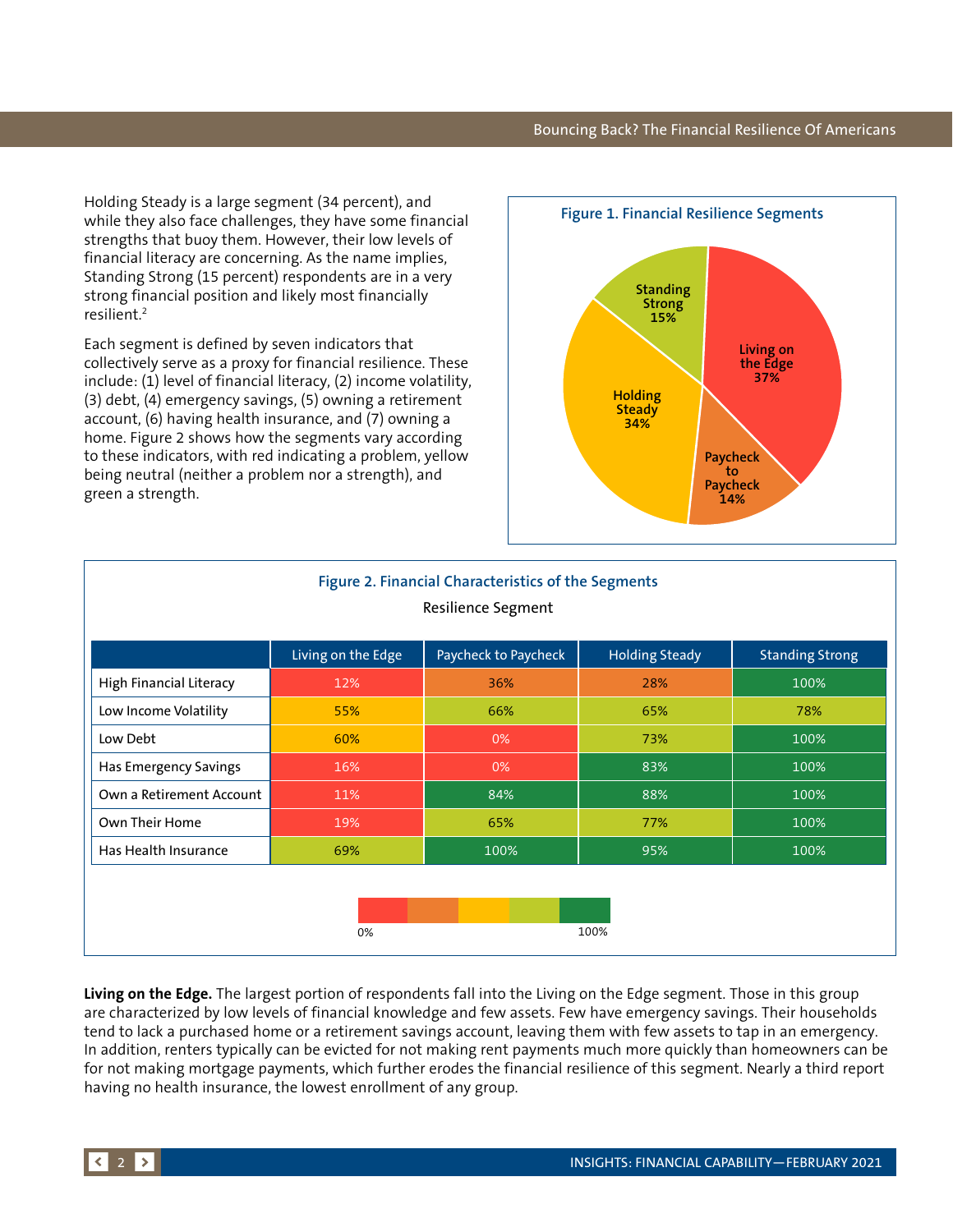Holding Steady is a large segment (34 percent), and while they also face challenges, they have some financial strengths that buoy them. However, their low levels of financial literacy are concerning. As the name implies, Standing Strong (15 percent) respondents are in a very strong financial position and likely most financially resilient.[2]

Each segment is defined by seven indicators that collectively serve as a proxy for financial resilience. These include: (1) level of financial literacy, (2) income volatility, (3) debt, (4) emergency savings, (5) owning a retirement account, (6) having health insurance, and (7) owning a home. Figure 2 shows how the segments vary according to these indicators, with red indicating a problem, yellow being neutral (neither a problem nor a strength), and green a strength.

**Figure 1. Financial Resilience Segments**

| Segment | Share |
|---|---|
| Living on the Edge | 37% |
| Paycheck to Paycheck | 14% |
| Holding Steady | 34% |
| Standing Strong | 15% |

**Figure 2. Financial Characteristics of the Segments**

Resilience Segment

| | Living on the Edge | Paycheck to Paycheck | Holding Steady | Standing Strong |
|---|---|---|---|---|
| High Financial Literacy | 12% | 36% | 28% | 100% |
| Low Income Volatility | 55% | 66% | 65% | 78% |
| Low Debt | 60% | 0% | 73% | 100% |
| Has Emergency Savings | 16% | 0% | 83% | 100% |
| Own a Retirement Account | 11% | 84% | 88% | 100% |
| Own Their Home | 19% | 65% | 77% | 100% |
| Has Health Insurance | 69% | 100% | 95% | 100% |

0% — 100%

**Living on the Edge.** The largest portion of respondents fall into the Living on the Edge segment. Those in this group are characterized by low levels of financial knowledge and few assets. Few have emergency savings. Their households tend to lack a purchased home or a retirement savings account, leaving them with few assets to tap in an emergency. In addition, renters typically can be evicted for not making rent payments much more quickly than homeowners can be for not making mortgage payments, which further erodes the financial resilience of this segment. Nearly a third report having no health insurance, the lowest enrollment of any group.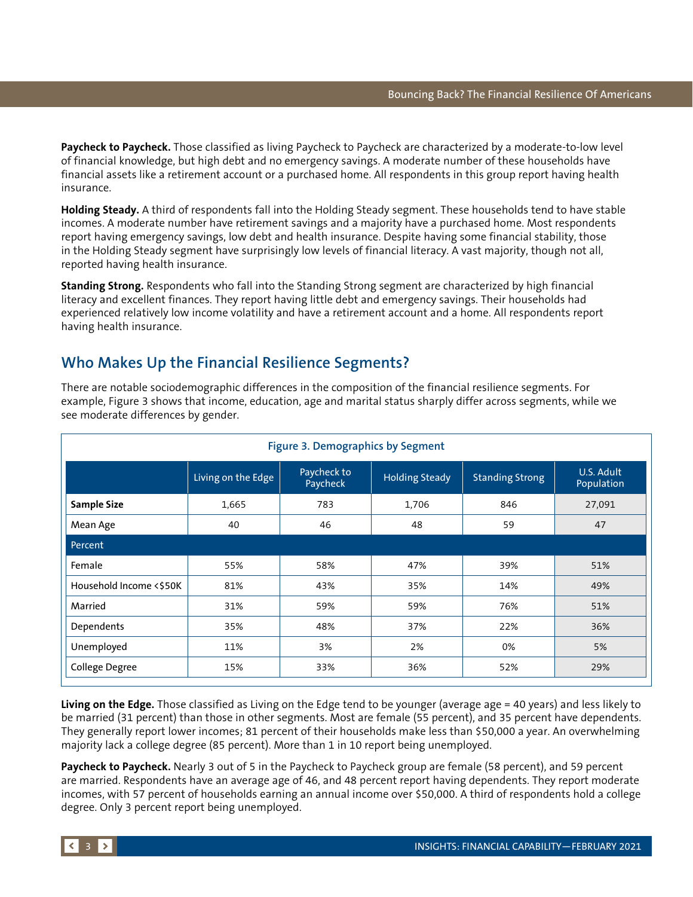**Paycheck to Paycheck.** Those classified as living Paycheck to Paycheck are characterized by a moderate-to-low level of financial knowledge, but high debt and no emergency savings. A moderate number of these households have financial assets like a retirement account or a purchased home. All respondents in this group report having health insurance.

**Holding Steady.** A third of respondents fall into the Holding Steady segment. These households tend to have stable incomes. A moderate number have retirement savings and a majority have a purchased home. Most respondents report having emergency savings, low debt and health insurance. Despite having some financial stability, those in the Holding Steady segment have surprisingly low levels of financial literacy. A vast majority, though not all, reported having health insurance.

**Standing Strong.** Respondents who fall into the Standing Strong segment are characterized by high financial literacy and excellent finances. They report having little debt and emergency savings. Their households had experienced relatively low income volatility and have a retirement account and a home. All respondents report having health insurance.

## Who Makes Up the Financial Resilience Segments?

There are notable sociodemographic differences in the composition of the financial resilience segments. For example, Figure 3 shows that income, education, age and marital status sharply differ across segments, while we see moderate differences by gender.

**Figure 3. Demographics by Segment**

| | Living on the Edge | Paycheck to Paycheck | Holding Steady | Standing Strong | U.S. Adult Population |
|---|---|---|---|---|---|
| **Sample Size** | 1,665 | 783 | 1,706 | 846 | 27,091 |
| Mean Age | 40 | 46 | 48 | 59 | 47 |
| Percent | | | | | |
| Female | 55% | 58% | 47% | 39% | 51% |
| Household Income <$50K | 81% | 43% | 35% | 14% | 49% |
| Married | 31% | 59% | 59% | 76% | 51% |
| Dependents | 35% | 48% | 37% | 22% | 36% |
| Unemployed | 11% | 3% | 2% | 0% | 5% |
| College Degree | 15% | 33% | 36% | 52% | 29% |

**Living on the Edge.** Those classified as Living on the Edge tend to be younger (average age = 40 years) and less likely to be married (31 percent) than those in other segments. Most are female (55 percent), and 35 percent have dependents. They generally report lower incomes; 81 percent of their households make less than $50,000 a year. An overwhelming majority lack a college degree (85 percent). More than 1 in 10 report being unemployed.

**Paycheck to Paycheck.** Nearly 3 out of 5 in the Paycheck to Paycheck group are female (58 percent), and 59 percent are married. Respondents have an average age of 46, and 48 percent report having dependents. They report moderate incomes, with 57 percent of households earning an annual income over $50,000. A third of respondents hold a college degree. Only 3 percent report being unemployed.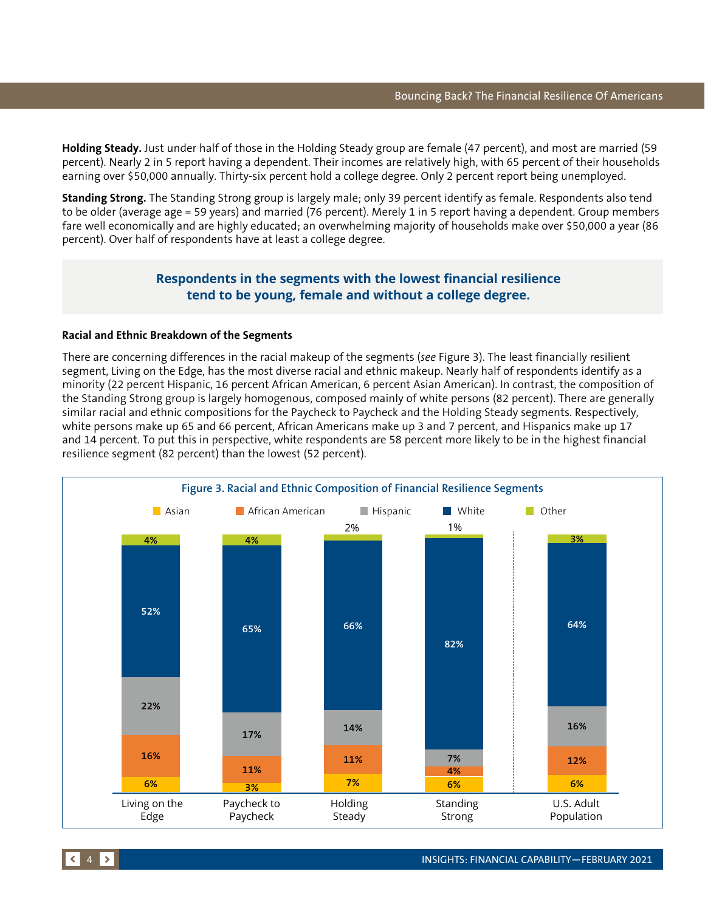**Holding Steady.** Just under half of those in the Holding Steady group are female (47 percent), and most are married (59 percent). Nearly 2 in 5 report having a dependent. Their incomes are relatively high, with 65 percent of their households earning over $50,000 annually. Thirty-six percent hold a college degree. Only 2 percent report being unemployed.

**Standing Strong.** The Standing Strong group is largely male; only 39 percent identify as female. Respondents also tend to be older (average age = 59 years) and married (76 percent). Merely 1 in 5 report having a dependent. Group members fare well economically and are highly educated; an overwhelming majority of households make over $50,000 a year (86 percent). Over half of respondents have at least a college degree.

> **Respondents in the segments with the lowest financial resilience tend to be young, female and without a college degree.**

### Racial and Ethnic Breakdown of the Segments

There are concerning differences in the racial makeup of the segments (*see* Figure 3). The least financially resilient segment, Living on the Edge, has the most diverse racial and ethnic makeup. Nearly half of respondents identify as a minority (22 percent Hispanic, 16 percent African American, 6 percent Asian American). In contrast, the composition of the Standing Strong group is largely homogenous, composed mainly of white persons (82 percent). There are generally similar racial and ethnic compositions for the Paycheck to Paycheck and the Holding Steady segments. Respectively, white persons make up 65 and 66 percent, African Americans make up 3 and 7 percent, and Hispanics make up 17 and 14 percent. To put this in perspective, white respondents are 58 percent more likely to be in the highest financial resilience segment (82 percent) than the lowest (52 percent).

**Figure 3. Racial and Ethnic Composition of Financial Resilience Segments**

| | Living on the Edge | Paycheck to Paycheck | Holding Steady | Standing Strong | U.S. Adult Population |
|---|---|---|---|---|---|
| Asian | 6% | 3% | 7% | 6% | 6% |
| African American | 16% | 11% | 11% | 4% | 12% |
| Hispanic | 22% | 17% | 14% | 7% | 16% |
| White | 52% | 65% | 66% | 82% | 64% |
| Other | 4% | 4% | 2% | 1% | 3% |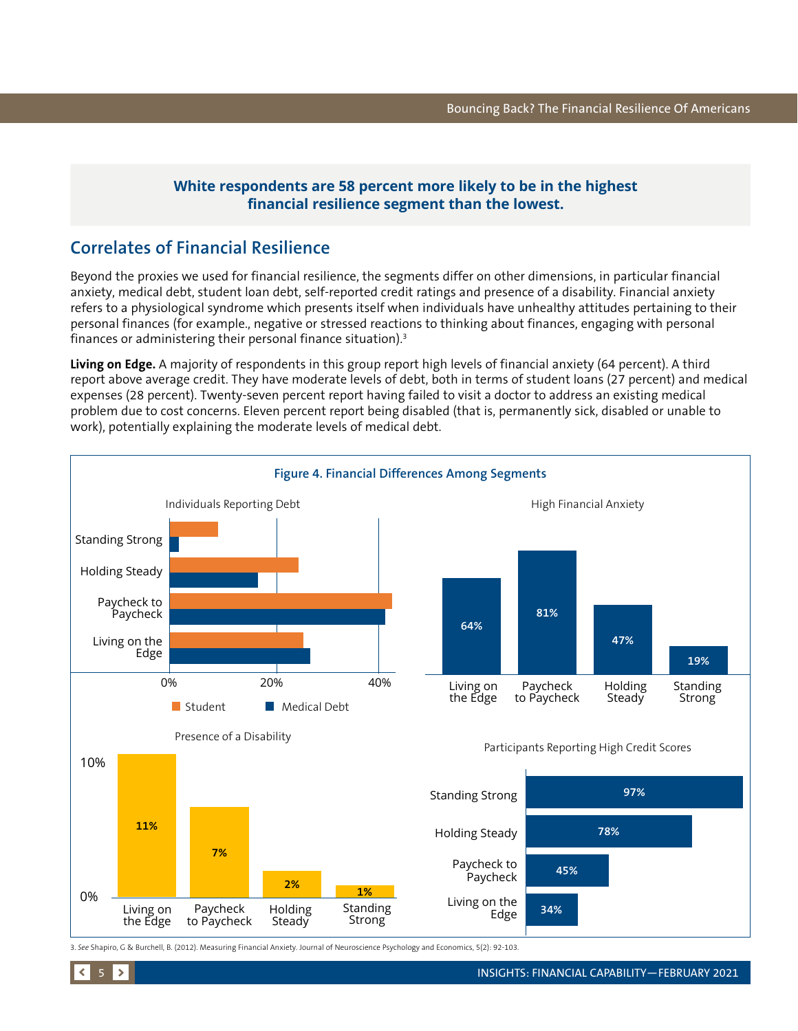**White respondents are 58 percent more likely to be in the highest financial resilience segment than the lowest.**

## Correlates of Financial Resilience

Beyond the proxies we used for financial resilience, the segments differ on other dimensions, in particular financial anxiety, medical debt, student loan debt, self-reported credit ratings and presence of a disability. Financial anxiety refers to a physiological syndrome which presents itself when individuals have unhealthy attitudes pertaining to their personal finances (for example., negative or stressed reactions to thinking about finances, engaging with personal finances or administering their personal finance situation).[3]

**Living on Edge.** A majority of respondents in this group report high levels of financial anxiety (64 percent). A third report above average credit. They have moderate levels of debt, both in terms of student loans (27 percent) and medical expenses (28 percent). Twenty-seven percent report having failed to visit a doctor to address an existing medical problem due to cost concerns. Eleven percent report being disabled (that is, permanently sick, disabled or unable to work), potentially explaining the moderate levels of medical debt.

**Figure 4. Financial Differences Among Segments**

Individuals Reporting Debt (Student / Medical Debt; axis 0%–40%)

High Financial Anxiety

| Segment | High Financial Anxiety |
|---|---|
| Living on the Edge | 64% |
| Paycheck to Paycheck | 81% |
| Holding Steady | 47% |
| Standing Strong | 19% |

Presence of a Disability

| Segment | Presence of a Disability |
|---|---|
| Living on the Edge | 11% |
| Paycheck to Paycheck | 7% |
| Holding Steady | 2% |
| Standing Strong | 1% |

Participants Reporting High Credit Scores

| Segment | High Credit Scores |
|---|---|
| Standing Strong | 97% |
| Holding Steady | 78% |
| Paycheck to Paycheck | 45% |
| Living on the Edge | 34% |

3. *See* Shapiro, G & Burchell, B. (2012). Measuring Financial Anxiety. Journal of Neuroscience Psychology and Economics, 5(2): 92-103.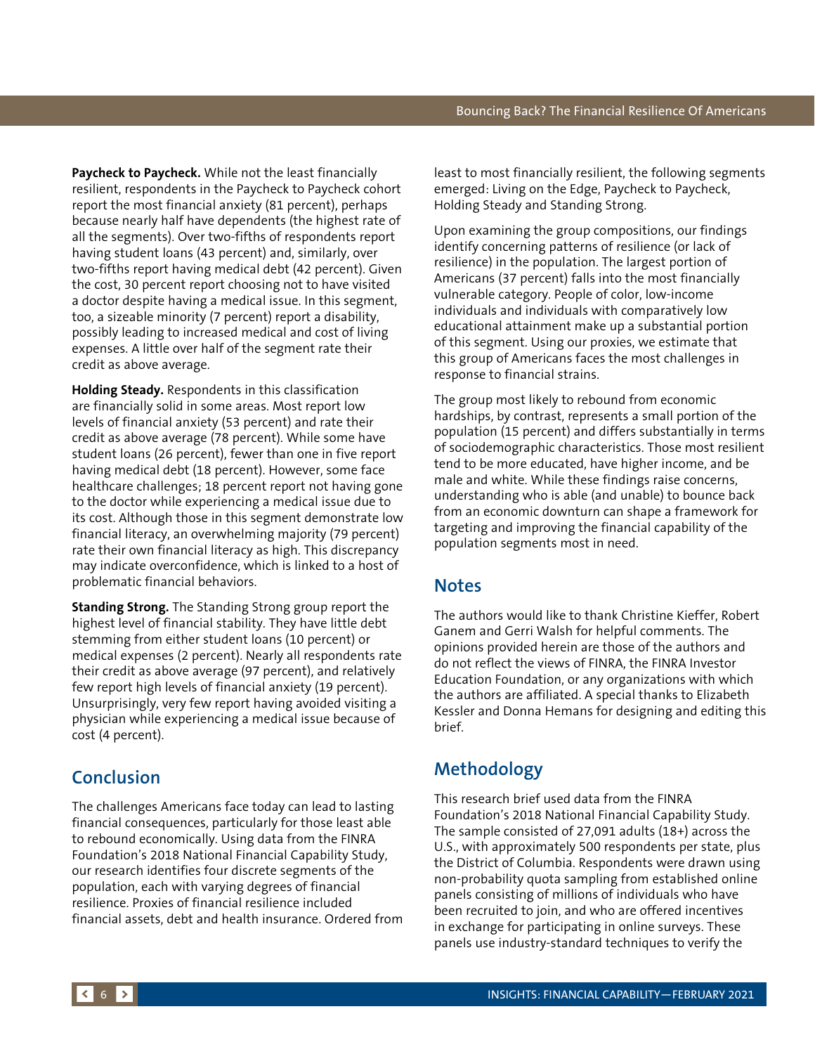**Paycheck to Paycheck.** While not the least financially resilient, respondents in the Paycheck to Paycheck cohort report the most financial anxiety (81 percent), perhaps because nearly half have dependents (the highest rate of all the segments). Over two-fifths of respondents report having student loans (43 percent) and, similarly, over two-fifths report having medical debt (42 percent). Given the cost, 30 percent report choosing not to have visited a doctor despite having a medical issue. In this segment, too, a sizeable minority (7 percent) report a disability, possibly leading to increased medical and cost of living expenses. A little over half of the segment rate their credit as above average.

**Holding Steady.** Respondents in this classification are financially solid in some areas. Most report low levels of financial anxiety (53 percent) and rate their credit as above average (78 percent). While some have student loans (26 percent), fewer than one in five report having medical debt (18 percent). However, some face healthcare challenges; 18 percent report not having gone to the doctor while experiencing a medical issue due to its cost. Although those in this segment demonstrate low financial literacy, an overwhelming majority (79 percent) rate their own financial literacy as high. This discrepancy may indicate overconfidence, which is linked to a host of problematic financial behaviors.

**Standing Strong.** The Standing Strong group report the highest level of financial stability. They have little debt stemming from either student loans (10 percent) or medical expenses (2 percent). Nearly all respondents rate their credit as above average (97 percent), and relatively few report high levels of financial anxiety (19 percent). Unsurprisingly, very few report having avoided visiting a physician while experiencing a medical issue because of cost (4 percent).

## Conclusion

The challenges Americans face today can lead to lasting financial consequences, particularly for those least able to rebound economically. Using data from the FINRA Foundation's 2018 National Financial Capability Study, our research identifies four discrete segments of the population, each with varying degrees of financial resilience. Proxies of financial resilience included financial assets, debt and health insurance. Ordered from least to most financially resilient, the following segments emerged: Living on the Edge, Paycheck to Paycheck, Holding Steady and Standing Strong.

Upon examining the group compositions, our findings identify concerning patterns of resilience (or lack of resilience) in the population. The largest portion of Americans (37 percent) falls into the most financially vulnerable category. People of color, low-income individuals and individuals with comparatively low educational attainment make up a substantial portion of this segment. Using our proxies, we estimate that this group of Americans faces the most challenges in response to financial strains.

The group most likely to rebound from economic hardships, by contrast, represents a small portion of the population (15 percent) and differs substantially in terms of sociodemographic characteristics. Those most resilient tend to be more educated, have higher income, and be male and white. While these findings raise concerns, understanding who is able (and unable) to bounce back from an economic downturn can shape a framework for targeting and improving the financial capability of the population segments most in need.

## Notes

The authors would like to thank Christine Kieffer, Robert Ganem and Gerri Walsh for helpful comments. The opinions provided herein are those of the authors and do not reflect the views of FINRA, the FINRA Investor Education Foundation, or any organizations with which the authors are affiliated. A special thanks to Elizabeth Kessler and Donna Hemans for designing and editing this brief.

## Methodology

This research brief used data from the FINRA Foundation's 2018 National Financial Capability Study. The sample consisted of 27,091 adults (18+) across the U.S., with approximately 500 respondents per state, plus the District of Columbia. Respondents were drawn using non-probability quota sampling from established online panels consisting of millions of individuals who have been recruited to join, and who are offered incentives in exchange for participating in online surveys. These panels use industry-standard techniques to verify the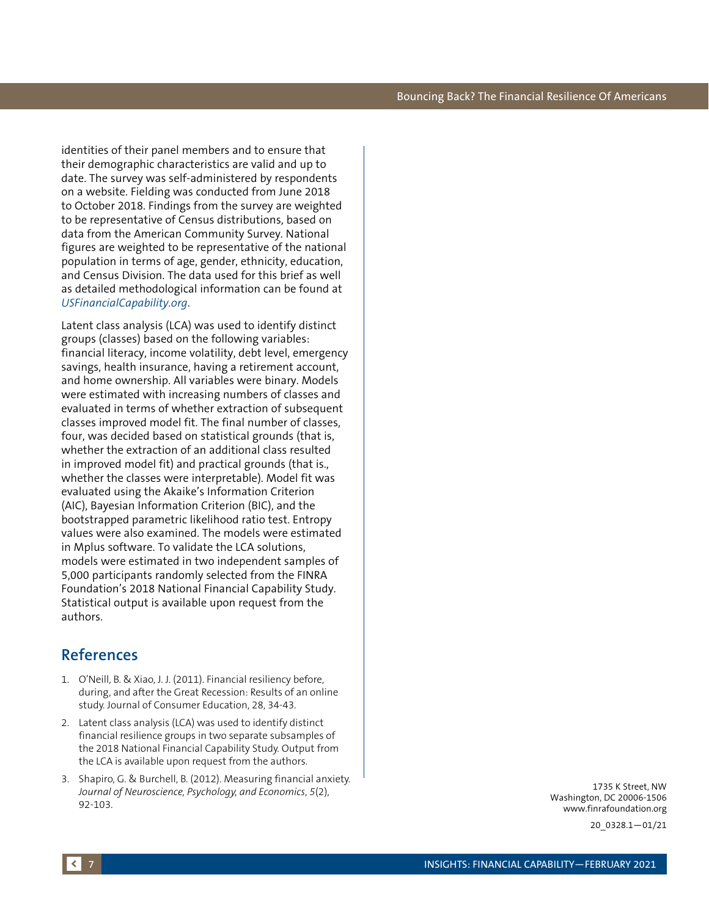identities of their panel members and to ensure that their demographic characteristics are valid and up to date. The survey was self-administered by respondents on a website. Fielding was conducted from June 2018 to October 2018. Findings from the survey are weighted to be representative of Census distributions, based on data from the American Community Survey. National figures are weighted to be representative of the national population in terms of age, gender, ethnicity, education, and Census Division. The data used for this brief as well as detailed methodological information can be found at *USFinancialCapability.org*.

Latent class analysis (LCA) was used to identify distinct groups (classes) based on the following variables: financial literacy, income volatility, debt level, emergency savings, health insurance, having a retirement account, and home ownership. All variables were binary. Models were estimated with increasing numbers of classes and evaluated in terms of whether extraction of subsequent classes improved model fit. The final number of classes, four, was decided based on statistical grounds (that is, whether the extraction of an additional class resulted in improved model fit) and practical grounds (that is., whether the classes were interpretable). Model fit was evaluated using the Akaike's Information Criterion (AIC), Bayesian Information Criterion (BIC), and the bootstrapped parametric likelihood ratio test. Entropy values were also examined. The models were estimated in Mplus software. To validate the LCA solutions, models were estimated in two independent samples of 5,000 participants randomly selected from the FINRA Foundation's 2018 National Financial Capability Study. Statistical output is available upon request from the authors.

## References

1. O'Neill, B. & Xiao, J. J. (2011). Financial resiliency before, during, and after the Great Recession: Results of an online study. Journal of Consumer Education, 28, 34-43.
2. Latent class analysis (LCA) was used to identify distinct financial resilience groups in two separate subsamples of the 2018 National Financial Capability Study. Output from the LCA is available upon request from the authors.
3. Shapiro, G. & Burchell, B. (2012). Measuring financial anxiety. *Journal of Neuroscience, Psychology, and Economics*, *5*(2), 92-103.

1735 K Street, NW
Washington, DC 20006-1506
www.finrafoundation.org

20_0328.1—01/21